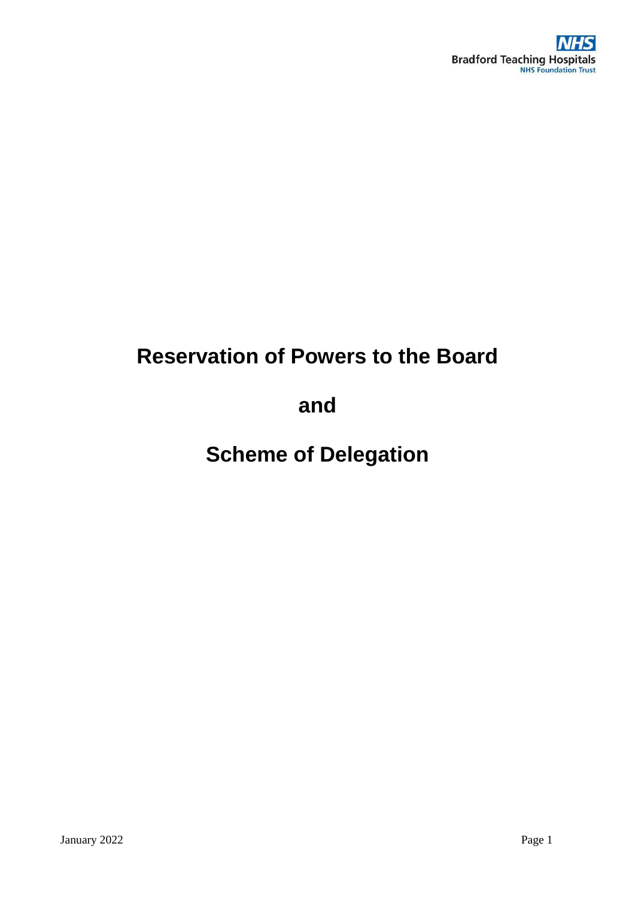NHS
Bradford Teaching Hospitals
NHS Foundation Trust

# Reservation of Powers to the Board

# and

# Scheme of Delegation

January 2022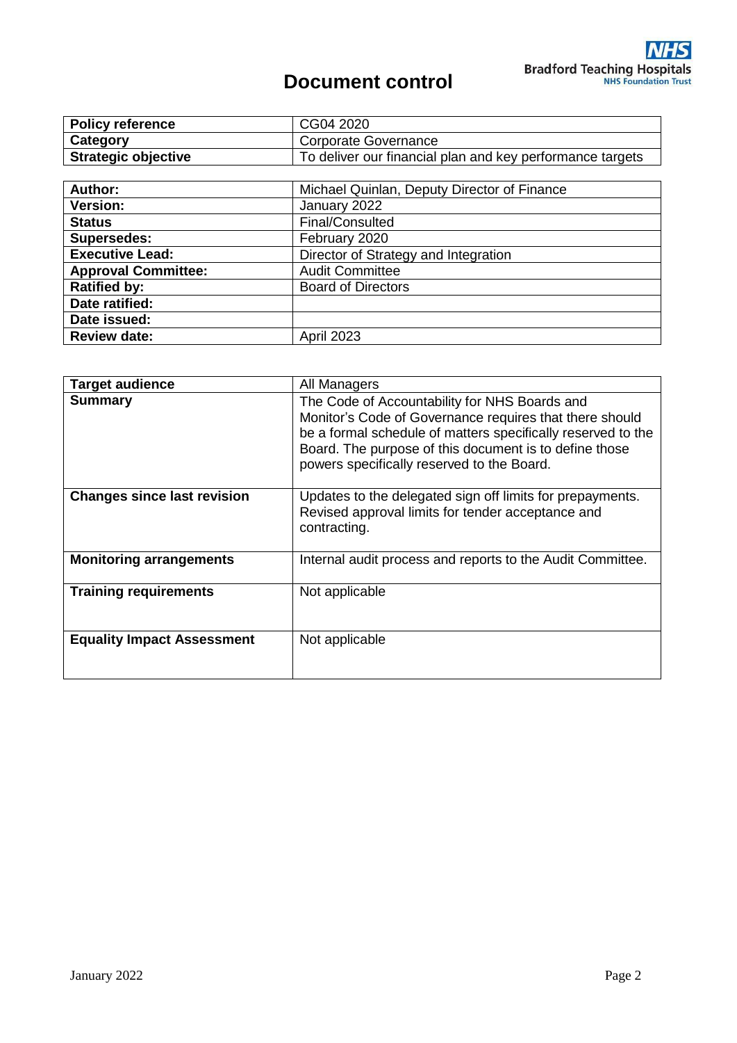# Document control

| Policy reference | CG04 2020 |
| --- | --- |
| Category | Corporate Governance |
| Strategic objective | To deliver our financial plan and key performance targets |

| Author: | Michael Quinlan, Deputy Director of Finance |
| --- | --- |
| Version: | January 2022 |
| Status | Final/Consulted |
| Supersedes: | February 2020 |
| Executive Lead: | Director of Strategy and Integration |
| Approval Committee: | Audit Committee |
| Ratified by: | Board of Directors |
| Date ratified: | |
| Date issued: | |
| Review date: | April 2023 |

| Target audience | All Managers |
| --- | --- |
| Summary | The Code of Accountability for NHS Boards and Monitor's Code of Governance requires that there should be a formal schedule of matters specifically reserved to the Board. The purpose of this document is to define those powers specifically reserved to the Board. |
| Changes since last revision | Updates to the delegated sign off limits for prepayments. Revised approval limits for tender acceptance and contracting. |
| Monitoring arrangements | Internal audit process and reports to the Audit Committee. |
| Training requirements | Not applicable |
| Equality Impact Assessment | Not applicable |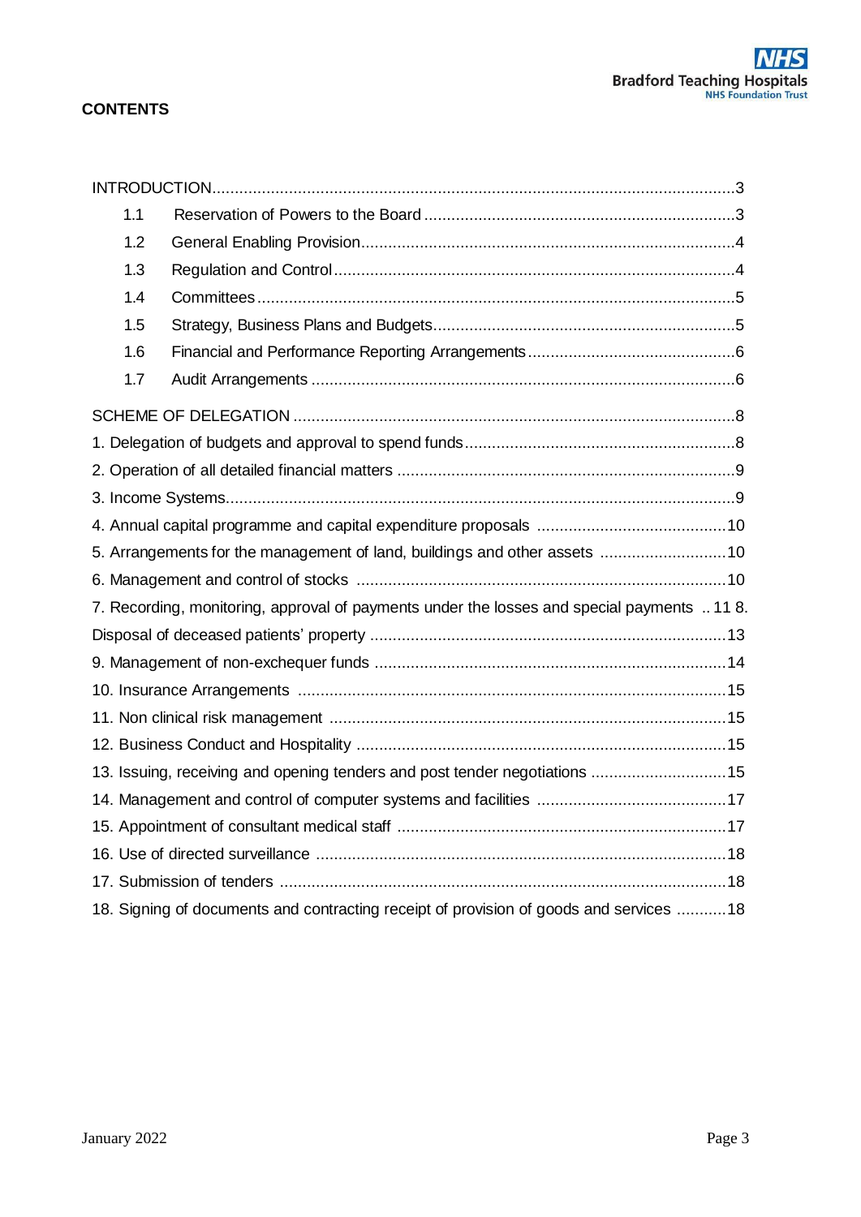## CONTENTS

INTRODUCTION....................................................................................................................3

- 1.1 Reservation of Powers to the Board .....................................................................3
- 1.2 General Enabling Provision...................................................................................4
- 1.3 Regulation and Control.........................................................................................4
- 1.4 Committees..........................................................................................................5
- 1.5 Strategy, Business Plans and Budgets...................................................................5
- 1.6 Financial and Performance Reporting Arrangements..............................................6
- 1.7 Audit Arrangements ..............................................................................................6

SCHEME OF DELEGATION ..................................................................................................8

1. Delegation of budgets and approval to spend funds............................................................8
2. Operation of all detailed financial matters ...........................................................................9
3. Income Systems.................................................................................................................9
4. Annual capital programme and capital expenditure proposals ..........................................10
5. Arrangements for the management of land, buildings and other assets ............................10
6. Management and control of stocks ..................................................................................10
7. Recording, monitoring, approval of payments under the losses and special payments .. 11 8. Disposal of deceased patients' property ...............................................................................13
9. Management of non-exchequer funds ..............................................................................14
10. Insurance Arrangements ...............................................................................................15
11. Non clinical risk management ........................................................................................15
12. Business Conduct and Hospitality ..................................................................................15
13. Issuing, receiving and opening tenders and post tender negotiations ..............................15
14. Management and control of computer systems and facilities ..........................................17
15. Appointment of consultant medical staff .........................................................................17
16. Use of directed surveillance ...........................................................................................18
17. Submission of tenders ...................................................................................................18
18. Signing of documents and contracting receipt of provision of goods and services ...........18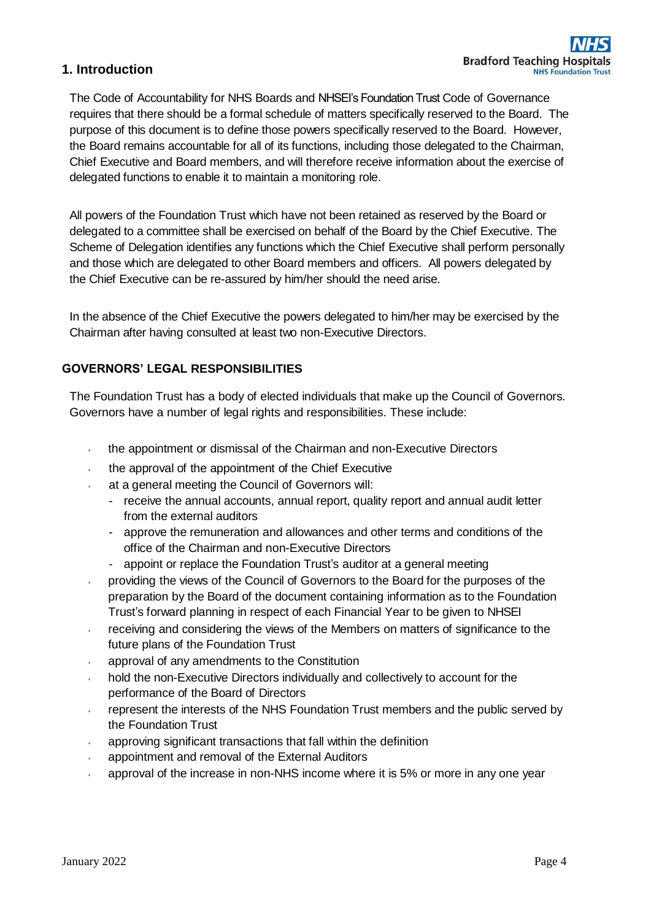## 1. Introduction

The Code of Accountability for NHS Boards and NHSEI's Foundation Trust Code of Governance requires that there should be a formal schedule of matters specifically reserved to the Board. The purpose of this document is to define those powers specifically reserved to the Board. However, the Board remains accountable for all of its functions, including those delegated to the Chairman, Chief Executive and Board members, and will therefore receive information about the exercise of delegated functions to enable it to maintain a monitoring role.

All powers of the Foundation Trust which have not been retained as reserved by the Board or delegated to a committee shall be exercised on behalf of the Board by the Chief Executive. The Scheme of Delegation identifies any functions which the Chief Executive shall perform personally and those which are delegated to other Board members and officers. All powers delegated by the Chief Executive can be re-assured by him/her should the need arise.

In the absence of the Chief Executive the powers delegated to him/her may be exercised by the Chairman after having consulted at least two non-Executive Directors.

### GOVERNORS' LEGAL RESPONSIBILITIES

The Foundation Trust has a body of elected individuals that make up the Council of Governors. Governors have a number of legal rights and responsibilities. These include:

- the appointment or dismissal of the Chairman and non-Executive Directors
- the approval of the appointment of the Chief Executive
- at a general meeting the Council of Governors will:
  - receive the annual accounts, annual report, quality report and annual audit letter from the external auditors
  - approve the remuneration and allowances and other terms and conditions of the office of the Chairman and non-Executive Directors
  - appoint or replace the Foundation Trust's auditor at a general meeting
- providing the views of the Council of Governors to the Board for the purposes of the preparation by the Board of the document containing information as to the Foundation Trust's forward planning in respect of each Financial Year to be given to NHSEI
- receiving and considering the views of the Members on matters of significance to the future plans of the Foundation Trust
- approval of any amendments to the Constitution
- hold the non-Executive Directors individually and collectively to account for the performance of the Board of Directors
- represent the interests of the NHS Foundation Trust members and the public served by the Foundation Trust
- approving significant transactions that fall within the definition
- appointment and removal of the External Auditors
- approval of the increase in non-NHS income where it is 5% or more in any one year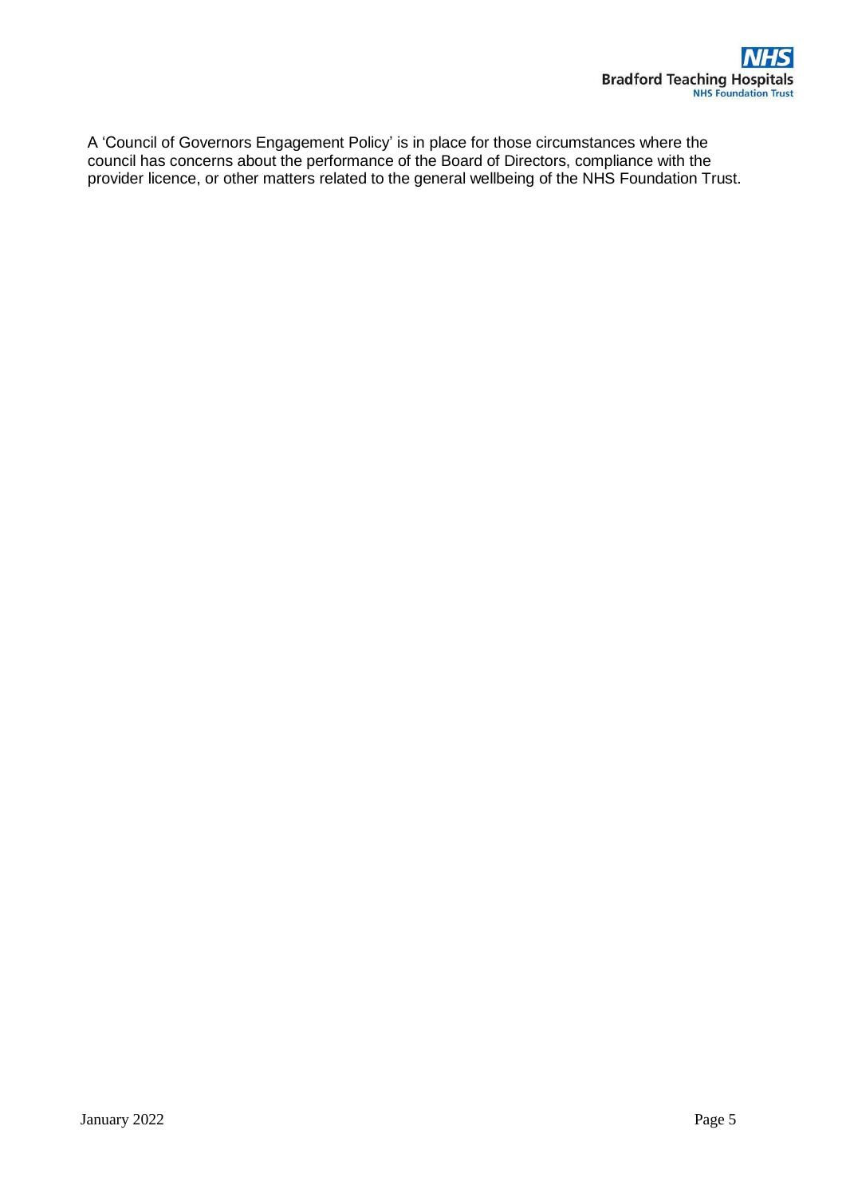A 'Council of Governors Engagement Policy' is in place for those circumstances where the council has concerns about the performance of the Board of Directors, compliance with the provider licence, or other matters related to the general wellbeing of the NHS Foundation Trust.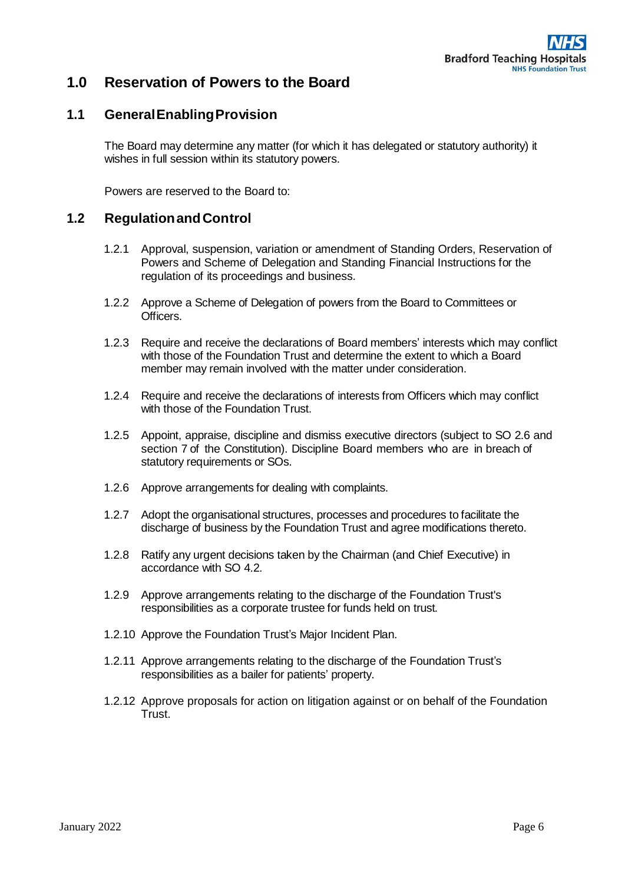# 1.0 Reservation of Powers to the Board

## 1.1 General Enabling Provision

The Board may determine any matter (for which it has delegated or statutory authority) it wishes in full session within its statutory powers.

Powers are reserved to the Board to:

## 1.2 Regulation and Control

1.2.1 Approval, suspension, variation or amendment of Standing Orders, Reservation of Powers and Scheme of Delegation and Standing Financial Instructions for the regulation of its proceedings and business.

1.2.2 Approve a Scheme of Delegation of powers from the Board to Committees or Officers.

1.2.3 Require and receive the declarations of Board members' interests which may conflict with those of the Foundation Trust and determine the extent to which a Board member may remain involved with the matter under consideration.

1.2.4 Require and receive the declarations of interests from Officers which may conflict with those of the Foundation Trust.

1.2.5 Appoint, appraise, discipline and dismiss executive directors (subject to SO 2.6 and section 7 of the Constitution). Discipline Board members who are in breach of statutory requirements or SOs.

1.2.6 Approve arrangements for dealing with complaints.

1.2.7 Adopt the organisational structures, processes and procedures to facilitate the discharge of business by the Foundation Trust and agree modifications thereto.

1.2.8 Ratify any urgent decisions taken by the Chairman (and Chief Executive) in accordance with SO 4.2.

1.2.9 Approve arrangements relating to the discharge of the Foundation Trust's responsibilities as a corporate trustee for funds held on trust.

1.2.10 Approve the Foundation Trust's Major Incident Plan.

1.2.11 Approve arrangements relating to the discharge of the Foundation Trust's responsibilities as a bailer for patients' property.

1.2.12 Approve proposals for action on litigation against or on behalf of the Foundation Trust.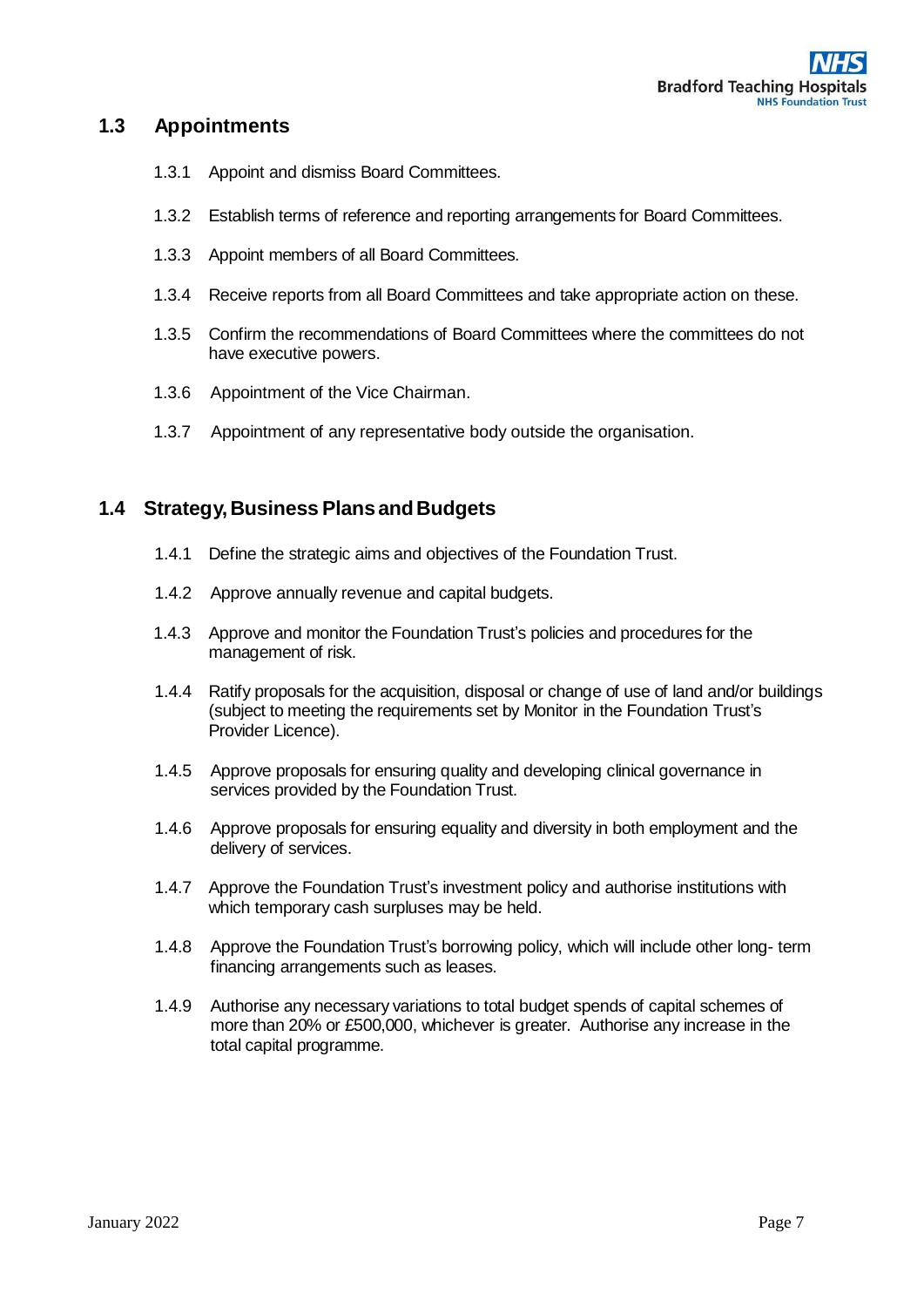## 1.3 Appointments

1.3.1 Appoint and dismiss Board Committees.

1.3.2 Establish terms of reference and reporting arrangements for Board Committees.

1.3.3 Appoint members of all Board Committees.

1.3.4 Receive reports from all Board Committees and take appropriate action on these.

1.3.5 Confirm the recommendations of Board Committees where the committees do not have executive powers.

1.3.6 Appointment of the Vice Chairman.

1.3.7 Appointment of any representative body outside the organisation.

## 1.4 Strategy, Business Plans and Budgets

1.4.1 Define the strategic aims and objectives of the Foundation Trust.

1.4.2 Approve annually revenue and capital budgets.

1.4.3 Approve and monitor the Foundation Trust's policies and procedures for the management of risk.

1.4.4 Ratify proposals for the acquisition, disposal or change of use of land and/or buildings (subject to meeting the requirements set by Monitor in the Foundation Trust's Provider Licence).

1.4.5 Approve proposals for ensuring quality and developing clinical governance in services provided by the Foundation Trust.

1.4.6 Approve proposals for ensuring equality and diversity in both employment and the delivery of services.

1.4.7 Approve the Foundation Trust's investment policy and authorise institutions with which temporary cash surpluses may be held.

1.4.8 Approve the Foundation Trust's borrowing policy, which will include other long- term financing arrangements such as leases.

1.4.9 Authorise any necessary variations to total budget spends of capital schemes of more than 20% or £500,000, whichever is greater. Authorise any increase in the total capital programme.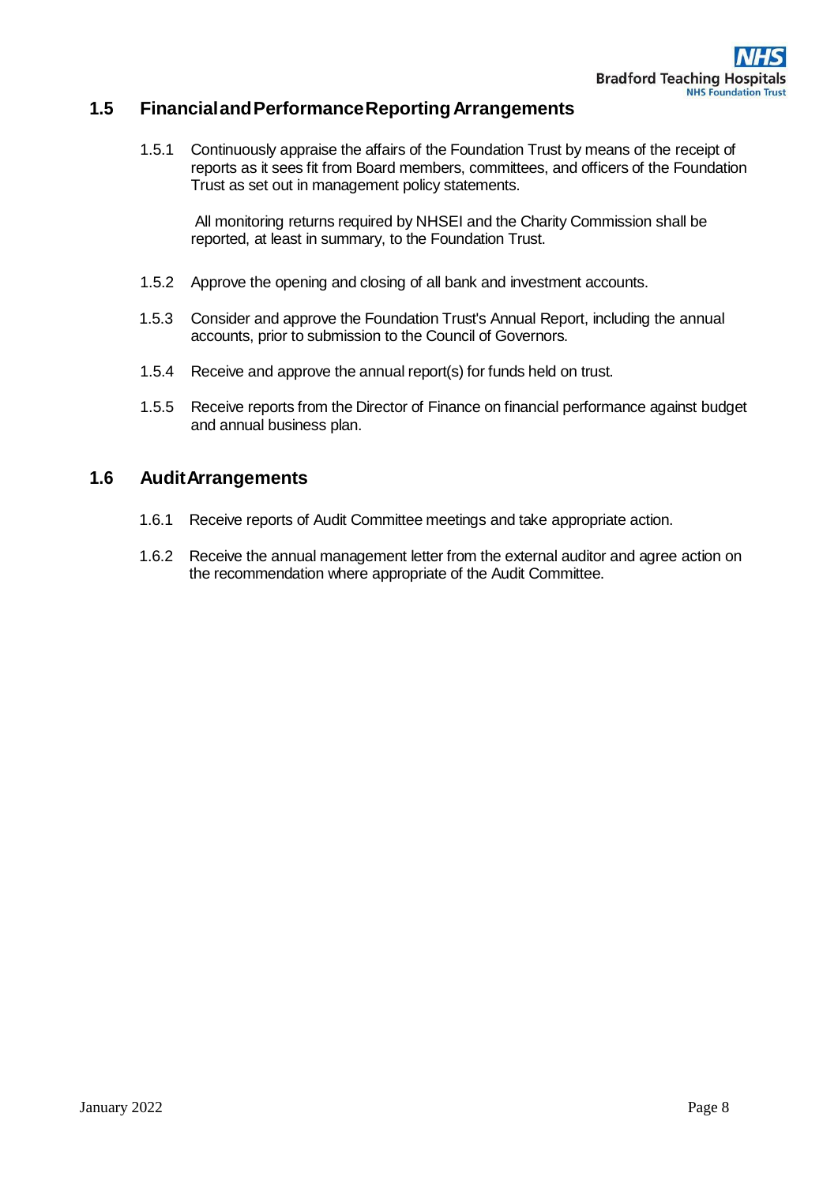## 1.5 Financial and Performance Reporting Arrangements

1.5.1 Continuously appraise the affairs of the Foundation Trust by means of the receipt of reports as it sees fit from Board members, committees, and officers of the Foundation Trust as set out in management policy statements.

All monitoring returns required by NHSEI and the Charity Commission shall be reported, at least in summary, to the Foundation Trust.

1.5.2 Approve the opening and closing of all bank and investment accounts.

1.5.3 Consider and approve the Foundation Trust's Annual Report, including the annual accounts, prior to submission to the Council of Governors.

1.5.4 Receive and approve the annual report(s) for funds held on trust.

1.5.5 Receive reports from the Director of Finance on financial performance against budget and annual business plan.

## 1.6 Audit Arrangements

1.6.1 Receive reports of Audit Committee meetings and take appropriate action.

1.6.2 Receive the annual management letter from the external auditor and agree action on the recommendation where appropriate of the Audit Committee.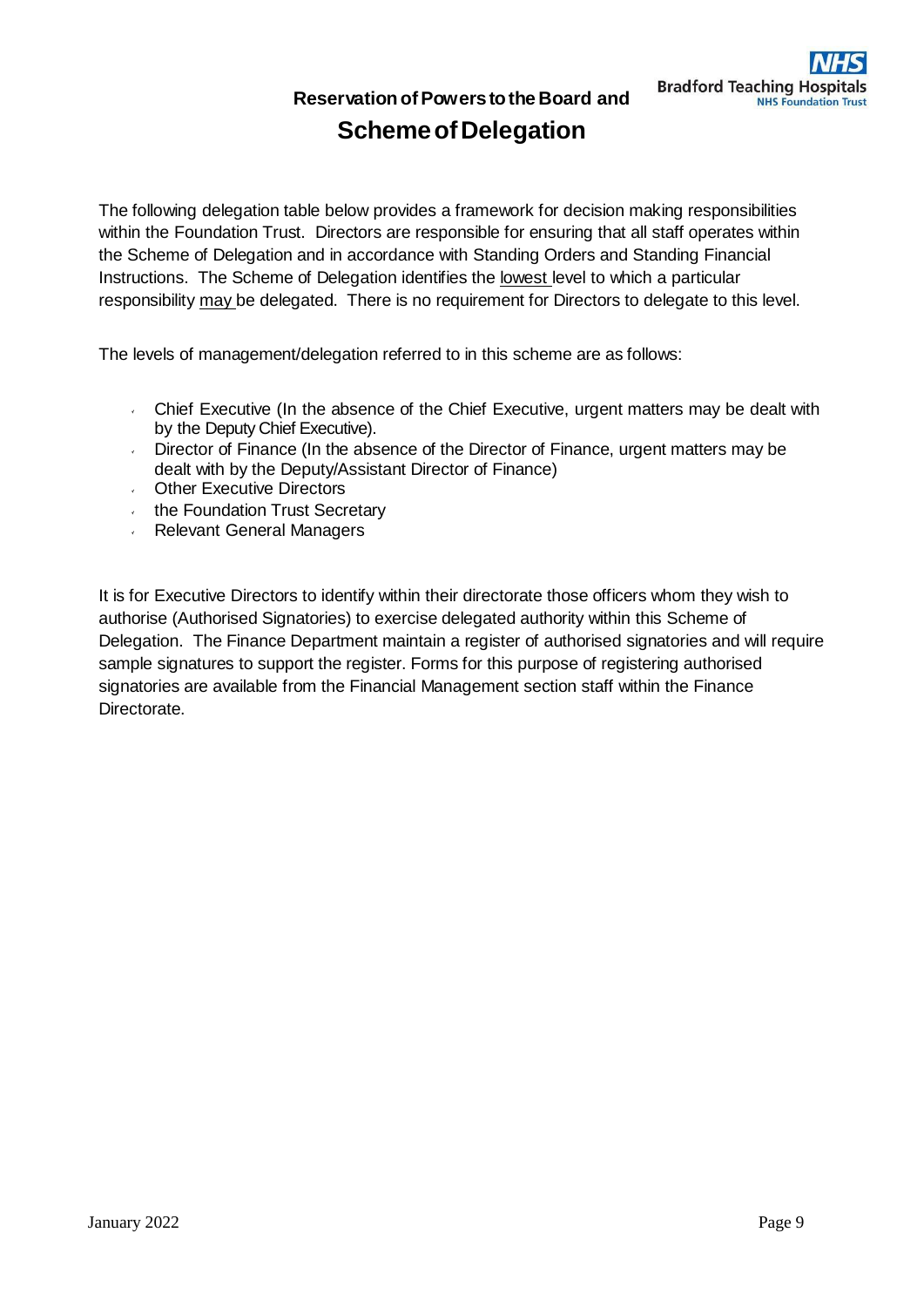# Reservation of Powers to the Board and Scheme of Delegation

The following delegation table below provides a framework for decision making responsibilities within the Foundation Trust. Directors are responsible for ensuring that all staff operates within the Scheme of Delegation and in accordance with Standing Orders and Standing Financial Instructions. The Scheme of Delegation identifies the lowest level to which a particular responsibility may be delegated. There is no requirement for Directors to delegate to this level.

The levels of management/delegation referred to in this scheme are as follows:

- Chief Executive (In the absence of the Chief Executive, urgent matters may be dealt with by the Deputy Chief Executive).
- Director of Finance (In the absence of the Director of Finance, urgent matters may be dealt with by the Deputy/Assistant Director of Finance)
- Other Executive Directors
- the Foundation Trust Secretary
- Relevant General Managers

It is for Executive Directors to identify within their directorate those officers whom they wish to authorise (Authorised Signatories) to exercise delegated authority within this Scheme of Delegation. The Finance Department maintain a register of authorised signatories and will require sample signatures to support the register. Forms for this purpose of registering authorised signatories are available from the Financial Management section staff within the Finance Directorate.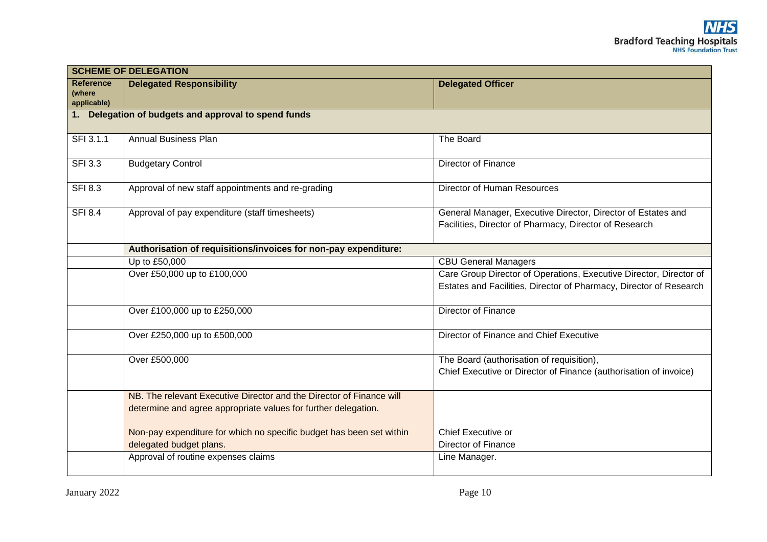| SCHEME OF DELEGATION | | |
|---|---|---|
| **Reference (where applicable)** | **Delegated Responsibility** | **Delegated Officer** |
| **1. Delegation of budgets and approval to spend funds** | | |
| SFI 3.1.1 | Annual Business Plan | The Board |
| SFI 3.3 | Budgetary Control | Director of Finance |
| SFI 8.3 | Approval of new staff appointments and re-grading | Director of Human Resources |
| SFI 8.4 | Approval of pay expenditure (staff timesheets) | General Manager, Executive Director, Director of Estates and Facilities, Director of Pharmacy, Director of Research |
| | **Authorisation of requisitions/invoices for non-pay expenditure:** | |
| | Up to £50,000 | CBU General Managers |
| | Over £50,000 up to £100,000 | Care Group Director of Operations, Executive Director, Director of Estates and Facilities, Director of Pharmacy, Director of Research |
| | Over £100,000 up to £250,000 | Director of Finance |
| | Over £250,000 up to £500,000 | Director of Finance and Chief Executive |
| | Over £500,000 | The Board (authorisation of requisition), Chief Executive or Director of Finance (authorisation of invoice) |
| | NB. The relevant Executive Director and the Director of Finance will determine and agree appropriate values for further delegation. | |
| | Non-pay expenditure for which no specific budget has been set within delegated budget plans. | Chief Executive or Director of Finance |
| | Approval of routine expenses claims | Line Manager. |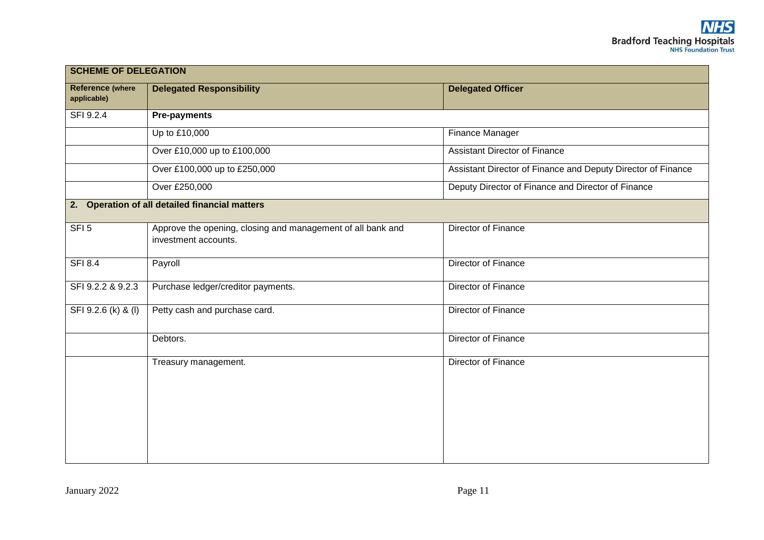| SCHEME OF DELEGATION | | |
|---|---|---|
| **Reference (where applicable)** | **Delegated Responsibility** | **Delegated Officer** |
| SFI 9.2.4 | **Pre-payments** | |
| | Up to £10,000 | Finance Manager |
| | Over £10,000 up to £100,000 | Assistant Director of Finance |
| | Over £100,000 up to £250,000 | Assistant Director of Finance and Deputy Director of Finance |
| | Over £250,000 | Deputy Director of Finance and Director of Finance |
| **2. Operation of all detailed financial matters** | | |
| SFI 5 | Approve the opening, closing and management of all bank and investment accounts. | Director of Finance |
| SFI 8.4 | Payroll | Director of Finance |
| SFI 9.2.2 & 9.2.3 | Purchase ledger/creditor payments. | Director of Finance |
| SFI 9.2.6 (k) & (l) | Petty cash and purchase card. | Director of Finance |
| | Debtors. | Director of Finance |
| | Treasury management. | Director of Finance |

January 2022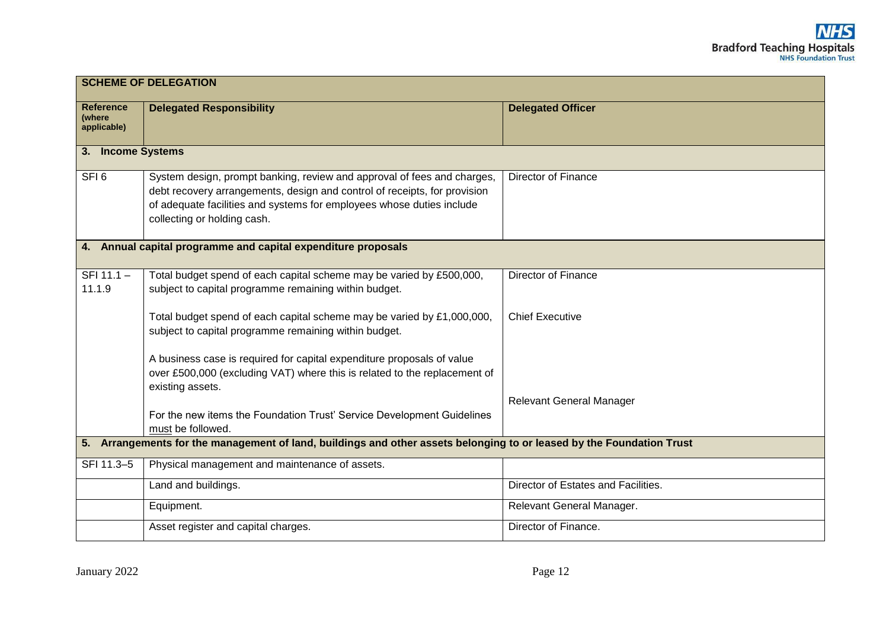| **SCHEME OF DELEGATION** | | |
|---|---|---|
| **Reference (where applicable)** | **Delegated Responsibility** | **Delegated Officer** |
| **3. Income Systems** | | |
| SFI 6 | System design, prompt banking, review and approval of fees and charges, debt recovery arrangements, design and control of receipts, for provision of adequate facilities and systems for employees whose duties include collecting or holding cash. | Director of Finance |
| **4. Annual capital programme and capital expenditure proposals** | | |
| SFI 11.1 – 11.1.9 | Total budget spend of each capital scheme may be varied by £500,000, subject to capital programme remaining within budget. | Director of Finance |
| | Total budget spend of each capital scheme may be varied by £1,000,000, subject to capital programme remaining within budget. | Chief Executive |
| | A business case is required for capital expenditure proposals of value over £500,000 (excluding VAT) where this is related to the replacement of existing assets.<br><br>For the new items the Foundation Trust' Service Development Guidelines must be followed. | Relevant General Manager |
| **5. Arrangements for the management of land, buildings and other assets belonging to or leased by the Foundation Trust** | | |
| SFI 11.3–5 | Physical management and maintenance of assets. | |
| | Land and buildings. | Director of Estates and Facilities. |
| | Equipment. | Relevant General Manager. |
| | Asset register and capital charges. | Director of Finance. |

January 2022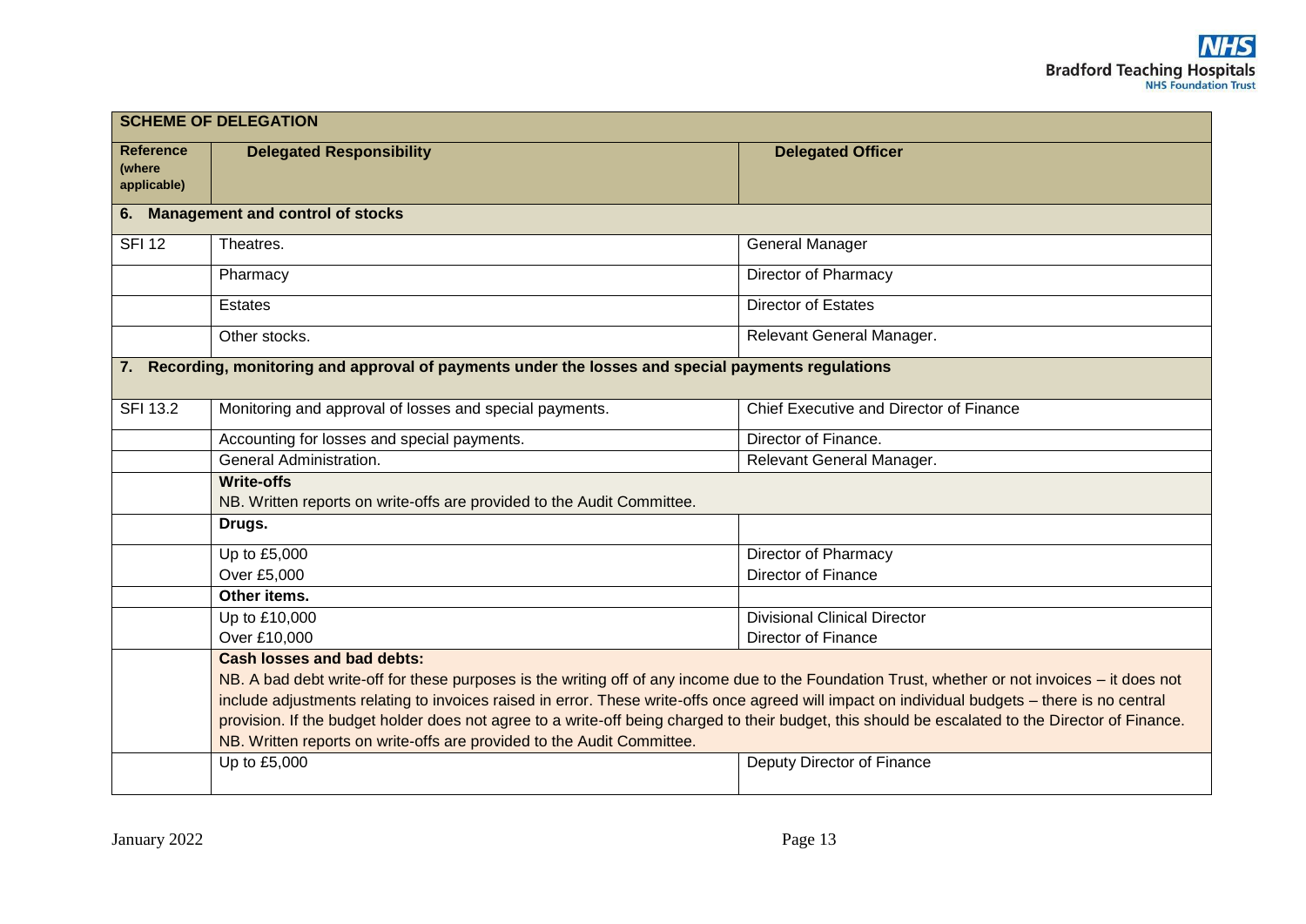| SCHEME OF DELEGATION | | |
|---|---|---|
| **Reference (where applicable)** | **Delegated Responsibility** | **Delegated Officer** |
| **6. Management and control of stocks** | | |
| SFI 12 | Theatres. | General Manager |
| | Pharmacy | Director of Pharmacy |
| | Estates | Director of Estates |
| | Other stocks. | Relevant General Manager. |
| **7. Recording, monitoring and approval of payments under the losses and special payments regulations** | | |
| SFI 13.2 | Monitoring and approval of losses and special payments. | Chief Executive and Director of Finance |
| | Accounting for losses and special payments. | Director of Finance. |
| | General Administration. | Relevant General Manager. |
| | **Write-offs**<br>NB. Written reports on write-offs are provided to the Audit Committee. | |
| | **Drugs.** | |
| | Up to £5,000<br>Over £5,000 | Director of Pharmacy<br>Director of Finance |
| | **Other items.** | |
| | Up to £10,000<br>Over £10,000 | Divisional Clinical Director<br>Director of Finance |
| | **Cash losses and bad debts:**<br>NB. A bad debt write-off for these purposes is the writing off of any income due to the Foundation Trust, whether or not invoices – it does not include adjustments relating to invoices raised in error. These write-offs once agreed will impact on individual budgets – there is no central provision. If the budget holder does not agree to a write-off being charged to their budget, this should be escalated to the Director of Finance.<br>NB. Written reports on write-offs are provided to the Audit Committee. | |
| | Up to £5,000 | Deputy Director of Finance |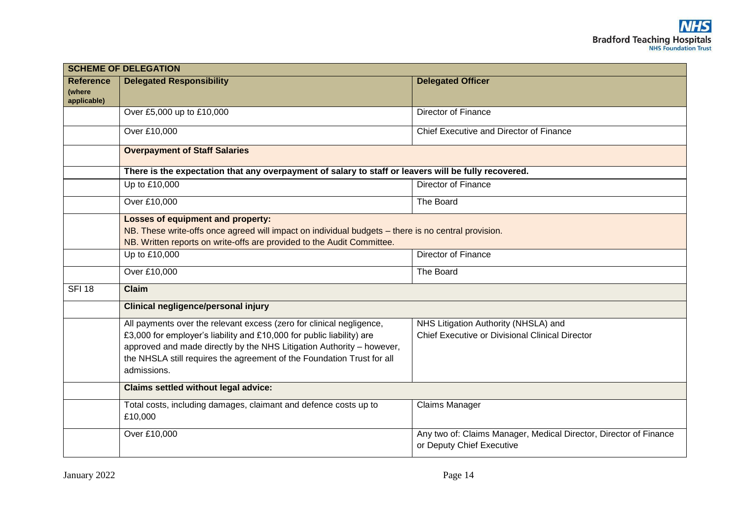| SCHEME OF DELEGATION | | |
|---|---|---|
| **Reference (where applicable)** | **Delegated Responsibility** | **Delegated Officer** |
| | Over £5,000 up to £10,000 | Director of Finance |
| | Over £10,000 | Chief Executive and Director of Finance |
| | **Overpayment of Staff Salaries** | |
| | **There is the expectation that any overpayment of salary to staff or leavers will be fully recovered.** | |
| | Up to £10,000 | Director of Finance |
| | Over £10,000 | The Board |
| | **Losses of equipment and property:** NB. These write-offs once agreed will impact on individual budgets – there is no central provision. NB. Written reports on write-offs are provided to the Audit Committee. | |
| | Up to £10,000 | Director of Finance |
| | Over £10,000 | The Board |
| SFI 18 | **Claim** | |
| | **Clinical negligence/personal injury** | |
| | All payments over the relevant excess (zero for clinical negligence, £3,000 for employer's liability and £10,000 for public liability) are approved and made directly by the NHS Litigation Authority – however, the NHSLA still requires the agreement of the Foundation Trust for all admissions. | NHS Litigation Authority (NHSLA) and Chief Executive or Divisional Clinical Director |
| | **Claims settled without legal advice:** | |
| | Total costs, including damages, claimant and defence costs up to £10,000 | Claims Manager |
| | Over £10,000 | Any two of: Claims Manager, Medical Director, Director of Finance or Deputy Chief Executive |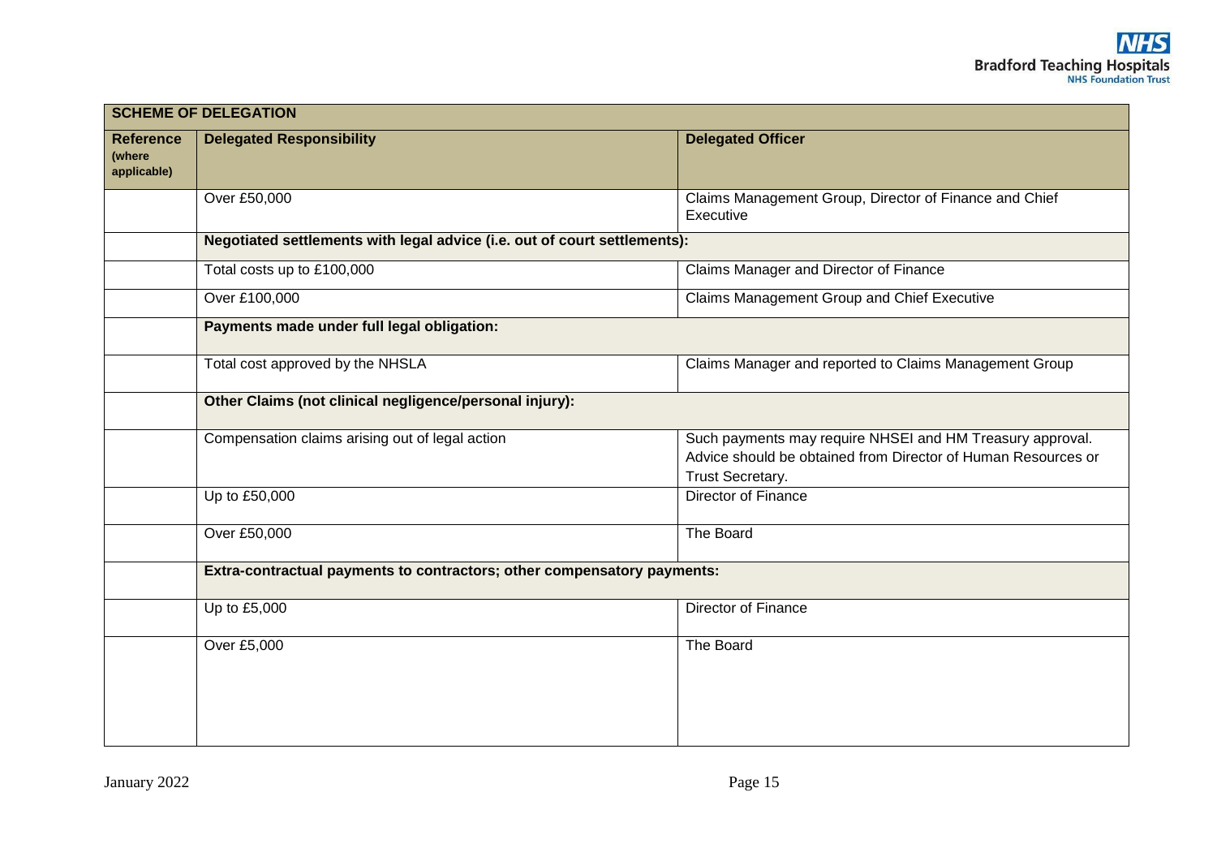| SCHEME OF DELEGATION | | |
|---|---|---|
| **Reference** (where applicable) | **Delegated Responsibility** | **Delegated Officer** |
| | Over £50,000 | Claims Management Group, Director of Finance and Chief Executive |
| | **Negotiated settlements with legal advice (i.e. out of court settlements):** | |
| | Total costs up to £100,000 | Claims Manager and Director of Finance |
| | Over £100,000 | Claims Management Group and Chief Executive |
| | **Payments made under full legal obligation:** | |
| | Total cost approved by the NHSLA | Claims Manager and reported to Claims Management Group |
| | **Other Claims (not clinical negligence/personal injury):** | |
| | Compensation claims arising out of legal action | Such payments may require NHSEI and HM Treasury approval. Advice should be obtained from Director of Human Resources or Trust Secretary. |
| | Up to £50,000 | Director of Finance |
| | Over £50,000 | The Board |
| | **Extra-contractual payments to contractors; other compensatory payments:** | |
| | Up to £5,000 | Director of Finance |
| | Over £5,000 | The Board |

January 2022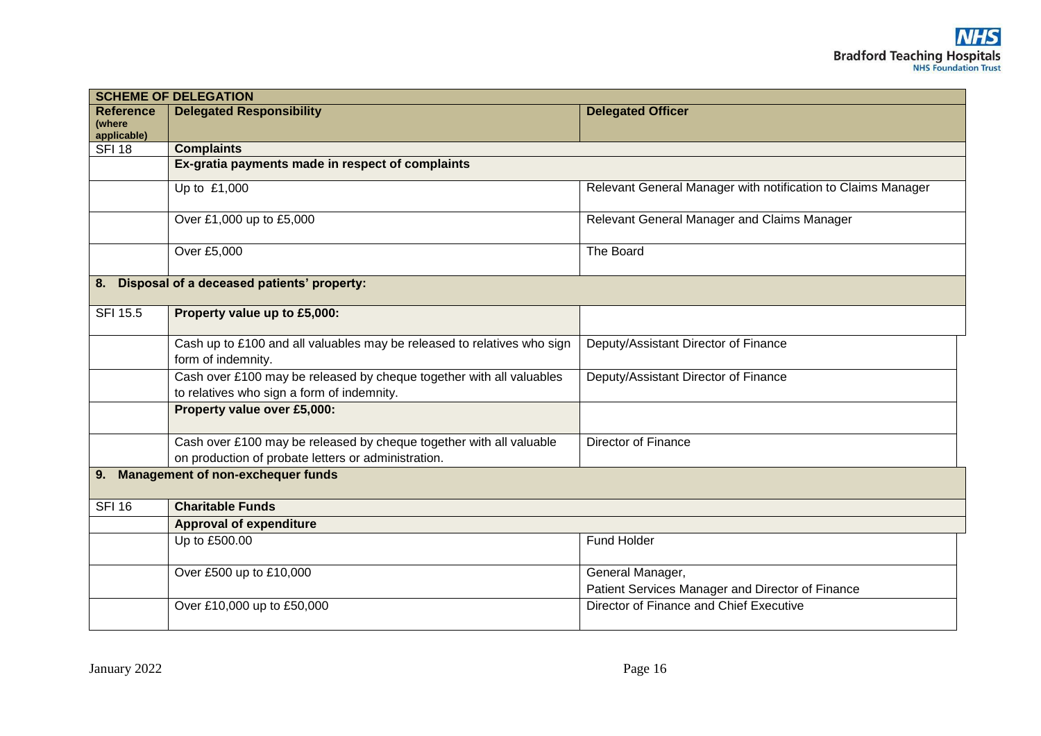| SCHEME OF DELEGATION | | |
|---|---|---|
| **Reference** (where applicable) | **Delegated Responsibility** | **Delegated Officer** |
| SFI 18 | **Complaints** | |
| | **Ex-gratia payments made in respect of complaints** | |
| | Up to £1,000 | Relevant General Manager with notification to Claims Manager |
| | Over £1,000 up to £5,000 | Relevant General Manager and Claims Manager |
| | Over £5,000 | The Board |
| **8. Disposal of a deceased patients' property:** | | |
| SFI 15.5 | **Property value up to £5,000:** | |
| | Cash up to £100 and all valuables may be released to relatives who sign form of indemnity. | Deputy/Assistant Director of Finance |
| | Cash over £100 may be released by cheque together with all valuables to relatives who sign a form of indemnity. | Deputy/Assistant Director of Finance |
| | **Property value over £5,000:** | |
| | Cash over £100 may be released by cheque together with all valuable on production of probate letters or administration. | Director of Finance |
| **9. Management of non-exchequer funds** | | |
| SFI 16 | **Charitable Funds** | |
| | **Approval of expenditure** | |
| | Up to £500.00 | Fund Holder |
| | Over £500 up to £10,000 | General Manager,<br>Patient Services Manager and Director of Finance |
| | Over £10,000 up to £50,000 | Director of Finance and Chief Executive |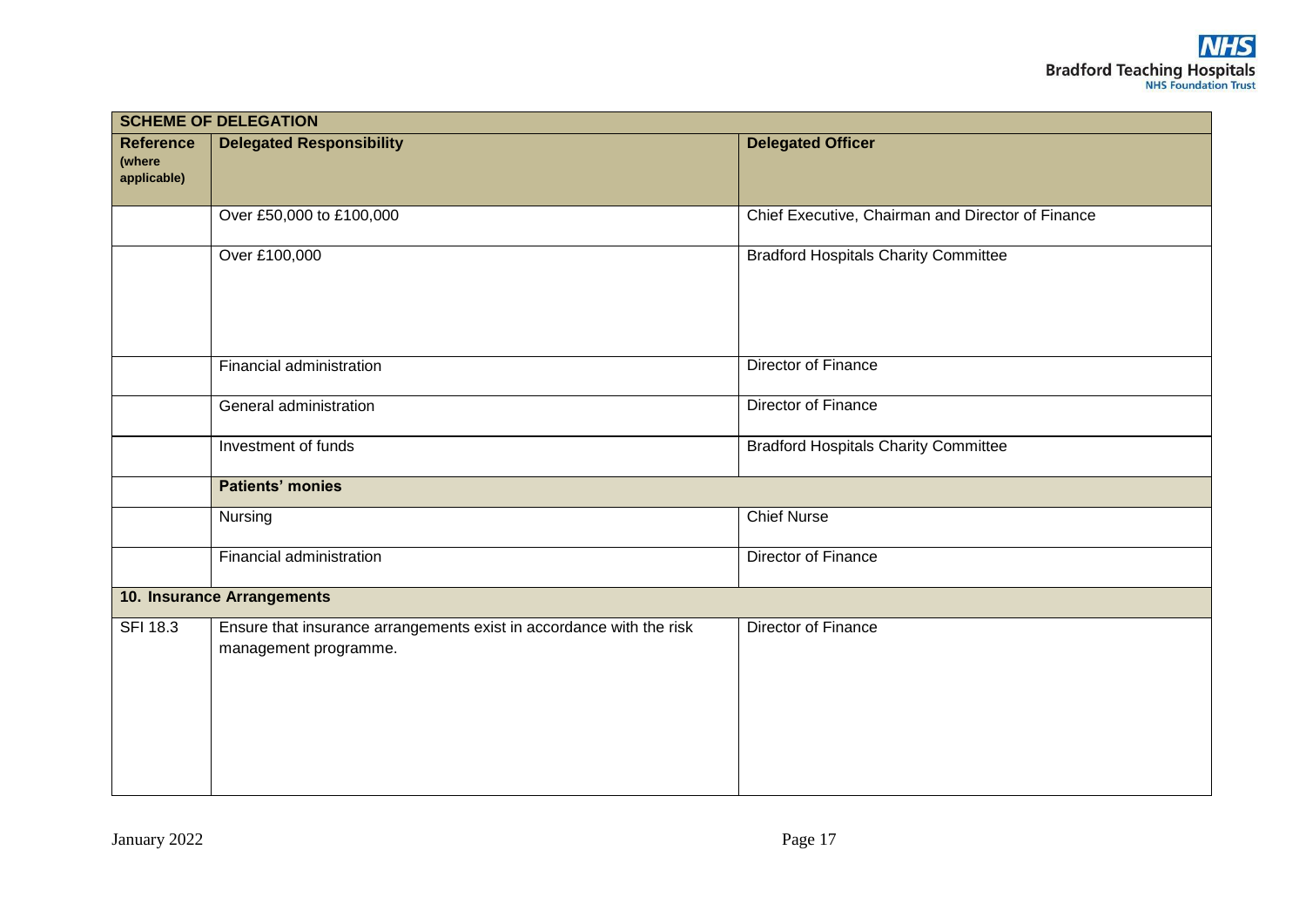| SCHEME OF DELEGATION | | |
|---|---|---|
| **Reference** (where applicable) | **Delegated Responsibility** | **Delegated Officer** |
| | Over £50,000 to £100,000 | Chief Executive, Chairman and Director of Finance |
| | Over £100,000 | Bradford Hospitals Charity Committee |
| | Financial administration | Director of Finance |
| | General administration | Director of Finance |
| | Investment of funds | Bradford Hospitals Charity Committee |
| | **Patients' monies** | |
| | Nursing | Chief Nurse |
| | Financial administration | Director of Finance |
| **10. Insurance Arrangements** | | |
| SFI 18.3 | Ensure that insurance arrangements exist in accordance with the risk management programme. | Director of Finance |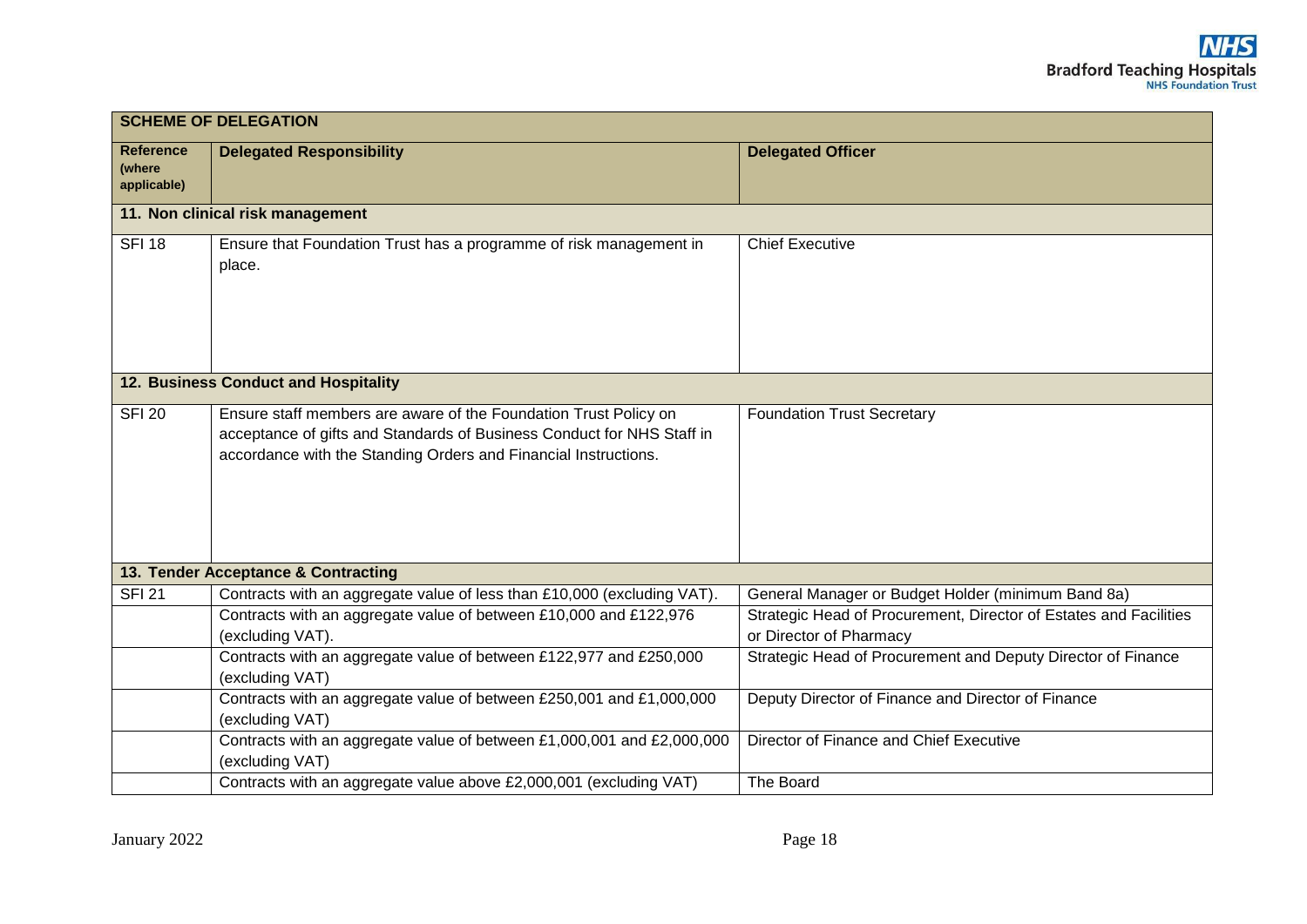| SCHEME OF DELEGATION | | |
|---|---|---|
| **Reference (where applicable)** | **Delegated Responsibility** | **Delegated Officer** |
| **11. Non clinical risk management** | | |
| SFI 18 | Ensure that Foundation Trust has a programme of risk management in place. | Chief Executive |
| **12. Business Conduct and Hospitality** | | |
| SFI 20 | Ensure staff members are aware of the Foundation Trust Policy on acceptance of gifts and Standards of Business Conduct for NHS Staff in accordance with the Standing Orders and Financial Instructions. | Foundation Trust Secretary |
| **13. Tender Acceptance & Contracting** | | |
| SFI 21 | Contracts with an aggregate value of less than £10,000 (excluding VAT). | General Manager or Budget Holder (minimum Band 8a) |
| | Contracts with an aggregate value of between £10,000 and £122,976 (excluding VAT). | Strategic Head of Procurement, Director of Estates and Facilities or Director of Pharmacy |
| | Contracts with an aggregate value of between £122,977 and £250,000 (excluding VAT) | Strategic Head of Procurement and Deputy Director of Finance |
| | Contracts with an aggregate value of between £250,001 and £1,000,000 (excluding VAT) | Deputy Director of Finance and Director of Finance |
| | Contracts with an aggregate value of between £1,000,001 and £2,000,000 (excluding VAT) | Director of Finance and Chief Executive |
| | Contracts with an aggregate value above £2,000,001 (excluding VAT) | The Board |

January 2022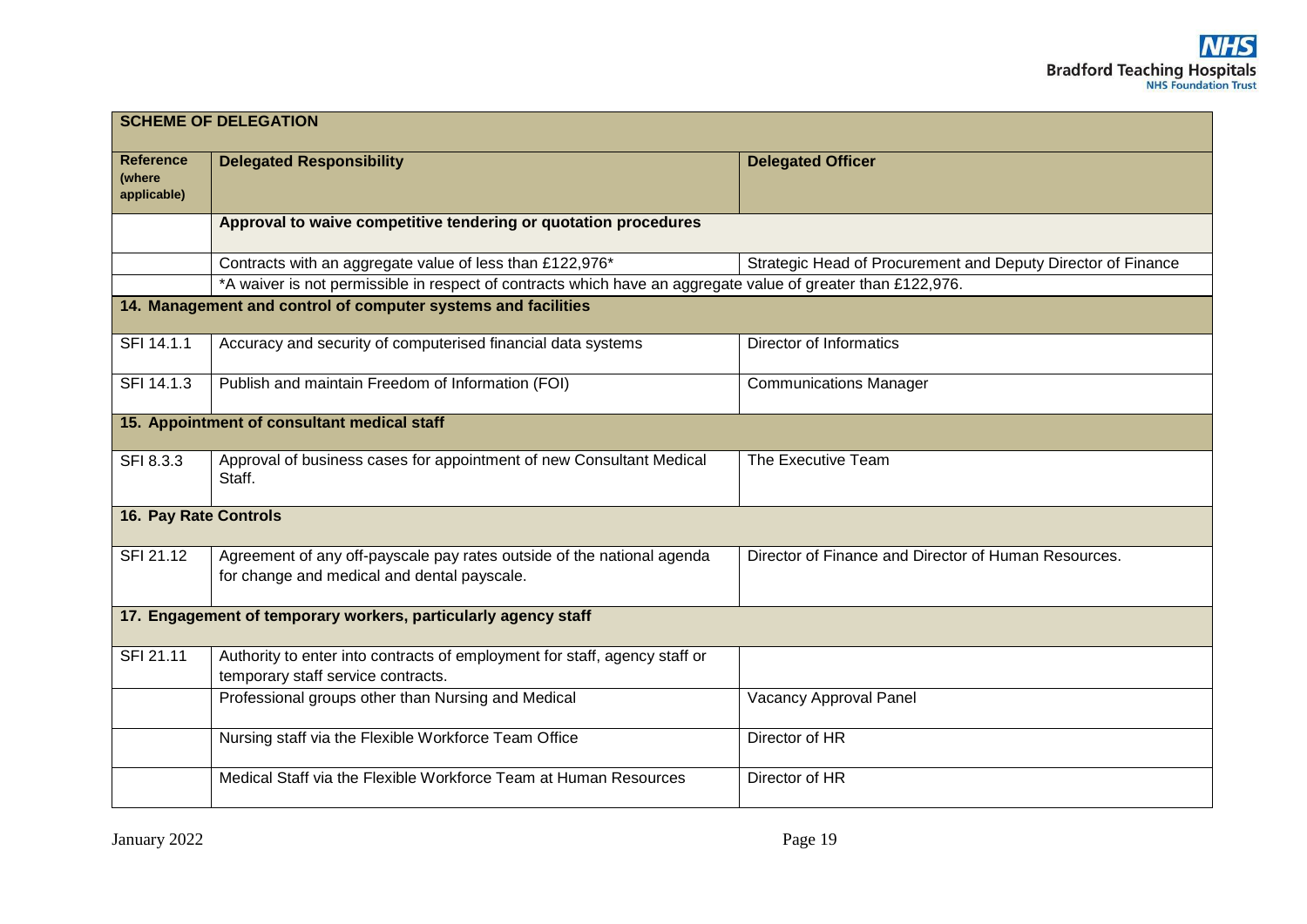| SCHEME OF DELEGATION | | |
|---|---|---|
| **Reference (where applicable)** | **Delegated Responsibility** | **Delegated Officer** |
| | **Approval to waive competitive tendering or quotation procedures** | |
| | Contracts with an aggregate value of less than £122,976* | Strategic Head of Procurement and Deputy Director of Finance |
| | *A waiver is not permissible in respect of contracts which have an aggregate value of greater than £122,976. | |
| **14. Management and control of computer systems and facilities** | | |
| SFI 14.1.1 | Accuracy and security of computerised financial data systems | Director of Informatics |
| SFI 14.1.3 | Publish and maintain Freedom of Information (FOI) | Communications Manager |
| **15. Appointment of consultant medical staff** | | |
| SFI 8.3.3 | Approval of business cases for appointment of new Consultant Medical Staff. | The Executive Team |
| **16. Pay Rate Controls** | | |
| SFI 21.12 | Agreement of any off-payscale pay rates outside of the national agenda for change and medical and dental payscale. | Director of Finance and Director of Human Resources. |
| **17. Engagement of temporary workers, particularly agency staff** | | |
| SFI 21.11 | Authority to enter into contracts of employment for staff, agency staff or temporary staff service contracts. | |
| | Professional groups other than Nursing and Medical | Vacancy Approval Panel |
| | Nursing staff via the Flexible Workforce Team Office | Director of HR |
| | Medical Staff via the Flexible Workforce Team at Human Resources | Director of HR |

January 2022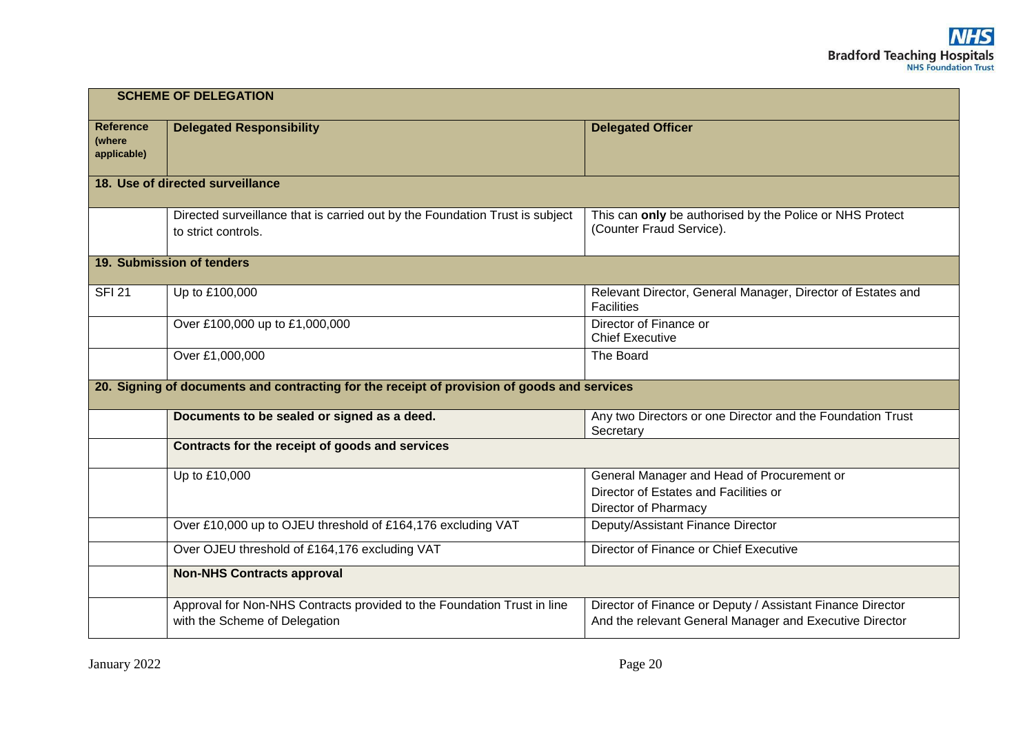| SCHEME OF DELEGATION | | |
|---|---|---|
| **Reference (where applicable)** | **Delegated Responsibility** | **Delegated Officer** |
| **18. Use of directed surveillance** | | |
| | Directed surveillance that is carried out by the Foundation Trust is subject to strict controls. | This can **only** be authorised by the Police or NHS Protect (Counter Fraud Service). |
| **19. Submission of tenders** | | |
| SFI 21 | Up to £100,000 | Relevant Director, General Manager, Director of Estates and Facilities |
| | Over £100,000 up to £1,000,000 | Director of Finance or Chief Executive |
| | Over £1,000,000 | The Board |
| **20. Signing of documents and contracting for the receipt of provision of goods and services** | | |
| | **Documents to be sealed or signed as a deed.** | Any two Directors or one Director and the Foundation Trust Secretary |
| | **Contracts for the receipt of goods and services** | |
| | Up to £10,000 | General Manager and Head of Procurement or Director of Estates and Facilities or Director of Pharmacy |
| | Over £10,000 up to OJEU threshold of £164,176 excluding VAT | Deputy/Assistant Finance Director |
| | Over OJEU threshold of £164,176 excluding VAT | Director of Finance or Chief Executive |
| | **Non-NHS Contracts approval** | |
| | Approval for Non-NHS Contracts provided to the Foundation Trust in line with the Scheme of Delegation | Director of Finance or Deputy / Assistant Finance Director And the relevant General Manager and Executive Director |

January 2022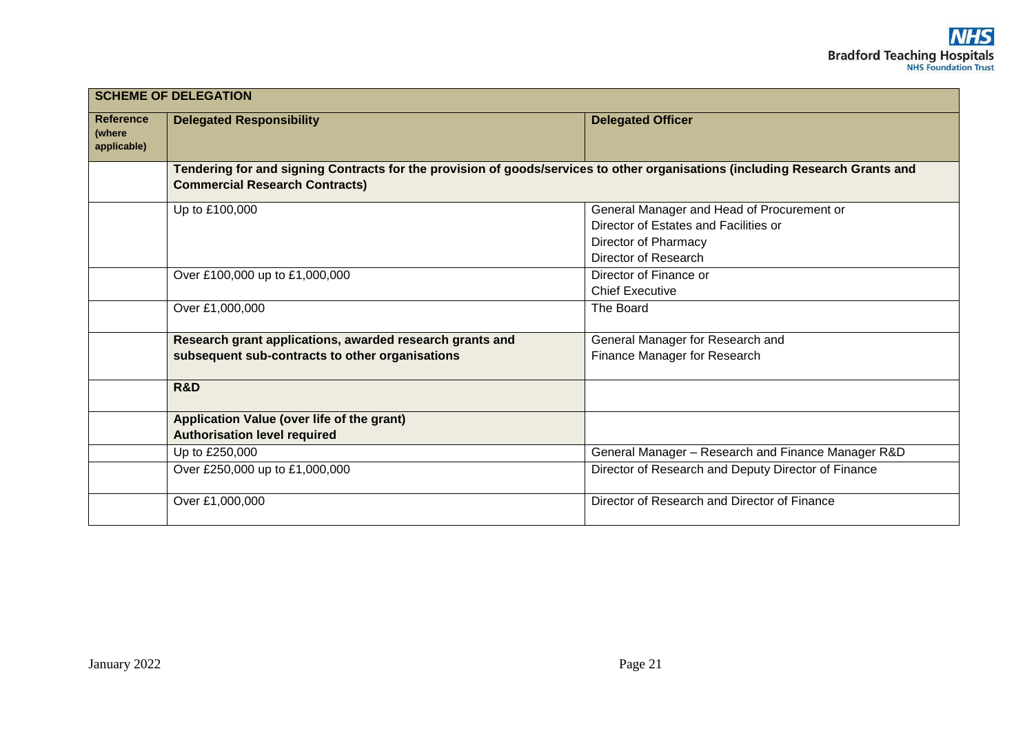| SCHEME OF DELEGATION | | |
|---|---|---|
| **Reference (where applicable)** | **Delegated Responsibility** | **Delegated Officer** |
| | **Tendering for and signing Contracts for the provision of goods/services to other organisations (including Research Grants and Commercial Research Contracts)** | |
| | Up to £100,000 | General Manager and Head of Procurement or<br>Director of Estates and Facilities or<br>Director of Pharmacy<br>Director of Research |
| | Over £100,000 up to £1,000,000 | Director of Finance or<br>Chief Executive |
| | Over £1,000,000 | The Board |
| | **Research grant applications, awarded research grants and subsequent sub-contracts to other organisations** | General Manager for Research and<br>Finance Manager for Research |
| | **R&D** | |
| | **Application Value (over life of the grant)**<br>**Authorisation level required** | |
| | Up to £250,000 | General Manager – Research and Finance Manager R&D |
| | Over £250,000 up to £1,000,000 | Director of Research and Deputy Director of Finance |
| | Over £1,000,000 | Director of Research and Director of Finance |

January 2022